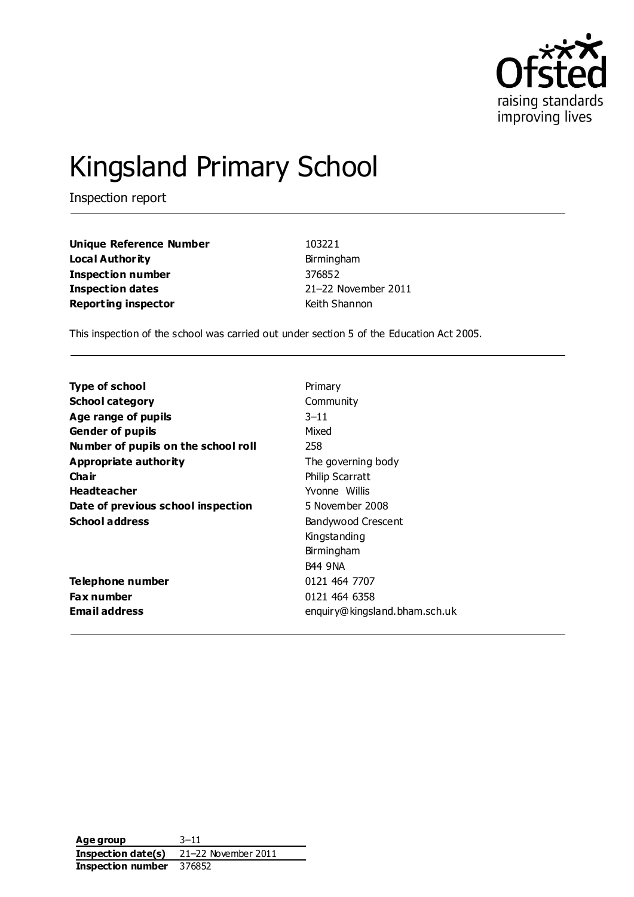# Kingsland Primary School

Inspection report

| | |
|---|---|
| **Unique Reference Number** | 103221 |
| **Local Authority** | Birmingham |
| **Inspection number** | 376852 |
| **Inspection dates** | 21–22 November 2011 |
| **Reporting inspector** | Keith Shannon |

This inspection of the school was carried out under section 5 of the Education Act 2005.

| | |
|---|---|
| **Type of school** | Primary |
| **School category** | Community |
| **Age range of pupils** | 3–11 |
| **Gender of pupils** | Mixed |
| **Number of pupils on the school roll** | 258 |
| **Appropriate authority** | The governing body |
| **Chair** | Philip Scarratt |
| **Headteacher** | Yvonne Willis |
| **Date of previous school inspection** | 5 November 2008 |
| **School address** | Bandywood Crescent<br>Kingstanding<br>Birmingham<br>B44 9NA |
| **Telephone number** | 0121 464 7707 |
| **Fax number** | 0121 464 6358 |
| **Email address** | enquiry@kingsland.bham.sch.uk |

| | |
|---|---|
| **Age group** | 3–11 |
| **Inspection date(s)** | 21–22 November 2011 |
| **Inspection number** | 376852 |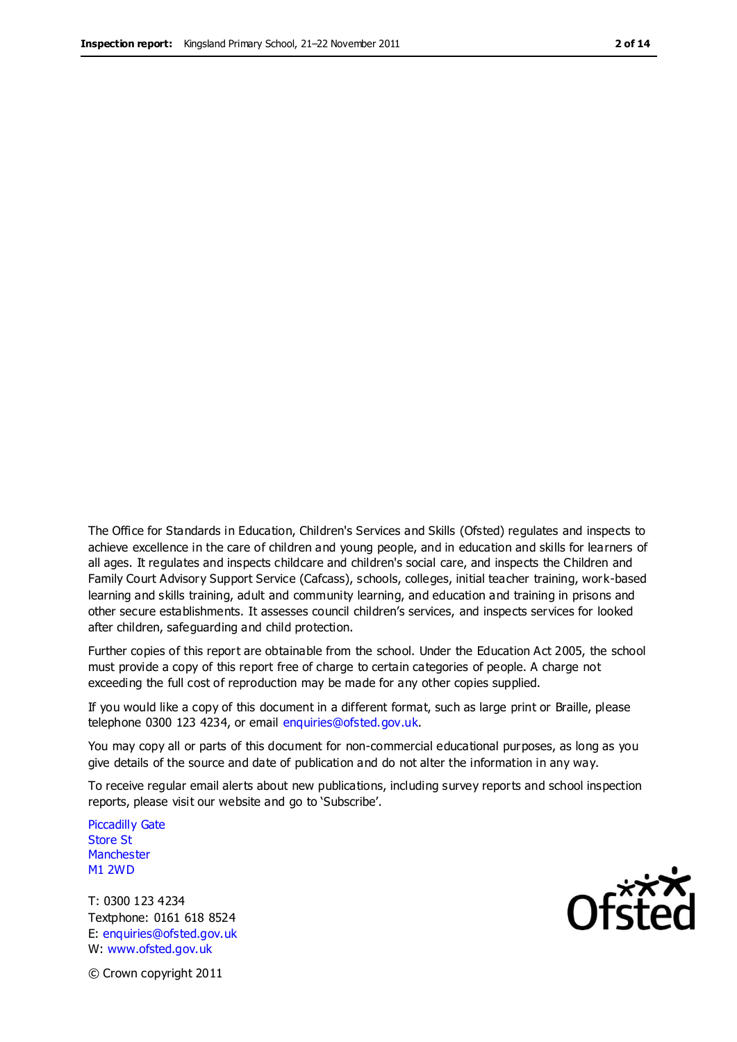The Office for Standards in Education, Children's Services and Skills (Ofsted) regulates and inspects to achieve excellence in the care of children and young people, and in education and skills for learners of all ages. It regulates and inspects childcare and children's social care, and inspects the Children and Family Court Advisory Support Service (Cafcass), schools, colleges, initial teacher training, work-based learning and skills training, adult and community learning, and education and training in prisons and other secure establishments. It assesses council children's services, and inspects services for looked after children, safeguarding and child protection.

Further copies of this report are obtainable from the school. Under the Education Act 2005, the school must provide a copy of this report free of charge to certain categories of people. A charge not exceeding the full cost of reproduction may be made for any other copies supplied.

If you would like a copy of this document in a different format, such as large print or Braille, please telephone 0300 123 4234, or email enquiries@ofsted.gov.uk.

You may copy all or parts of this document for non-commercial educational purposes, as long as you give details of the source and date of publication and do not alter the information in any way.

To receive regular email alerts about new publications, including survey reports and school inspection reports, please visit our website and go to 'Subscribe'.

Piccadilly Gate
Store St
Manchester
M1 2WD

T: 0300 123 4234
Textphone: 0161 618 8524
E: enquiries@ofsted.gov.uk
W: www.ofsted.gov.uk

© Crown copyright 2011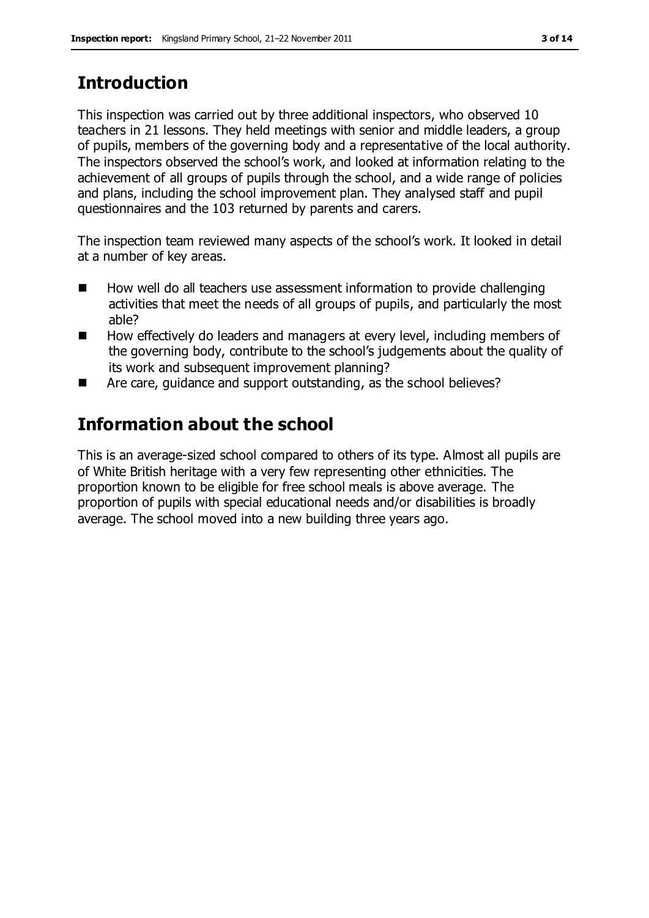## Introduction

This inspection was carried out by three additional inspectors, who observed 10 teachers in 21 lessons. They held meetings with senior and middle leaders, a group of pupils, members of the governing body and a representative of the local authority. The inspectors observed the school's work, and looked at information relating to the achievement of all groups of pupils through the school, and a wide range of policies and plans, including the school improvement plan. They analysed staff and pupil questionnaires and the 103 returned by parents and carers.

The inspection team reviewed many aspects of the school's work. It looked in detail at a number of key areas.

- How well do all teachers use assessment information to provide challenging activities that meet the needs of all groups of pupils, and particularly the most able?
- How effectively do leaders and managers at every level, including members of the governing body, contribute to the school's judgements about the quality of its work and subsequent improvement planning?
- Are care, guidance and support outstanding, as the school believes?

## Information about the school

This is an average-sized school compared to others of its type. Almost all pupils are of White British heritage with a very few representing other ethnicities. The proportion known to be eligible for free school meals is above average. The proportion of pupils with special educational needs and/or disabilities is broadly average. The school moved into a new building three years ago.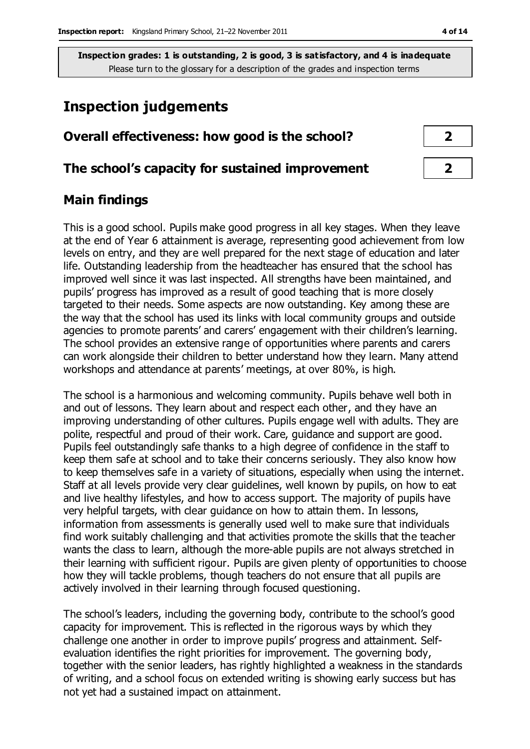**Inspection grades: 1 is outstanding, 2 is good, 3 is satisfactory, and 4 is inadequate**
Please turn to the glossary for a description of the grades and inspection terms

# Inspection judgements

| | |
|---|---|
| **Overall effectiveness: how good is the school?** | **2** |
| **The school's capacity for sustained improvement** | **2** |

## Main findings

This is a good school. Pupils make good progress in all key stages. When they leave at the end of Year 6 attainment is average, representing good achievement from low levels on entry, and they are well prepared for the next stage of education and later life. Outstanding leadership from the headteacher has ensured that the school has improved well since it was last inspected. All strengths have been maintained, and pupils' progress has improved as a result of good teaching that is more closely targeted to their needs. Some aspects are now outstanding. Key among these are the way that the school has used its links with local community groups and outside agencies to promote parents' and carers' engagement with their children's learning. The school provides an extensive range of opportunities where parents and carers can work alongside their children to better understand how they learn. Many attend workshops and attendance at parents' meetings, at over 80%, is high.

The school is a harmonious and welcoming community. Pupils behave well both in and out of lessons. They learn about and respect each other, and they have an improving understanding of other cultures. Pupils engage well with adults. They are polite, respectful and proud of their work. Care, guidance and support are good. Pupils feel outstandingly safe thanks to a high degree of confidence in the staff to keep them safe at school and to take their concerns seriously. They also know how to keep themselves safe in a variety of situations, especially when using the internet. Staff at all levels provide very clear guidelines, well known by pupils, on how to eat and live healthy lifestyles, and how to access support. The majority of pupils have very helpful targets, with clear guidance on how to attain them. In lessons, information from assessments is generally used well to make sure that individuals find work suitably challenging and that activities promote the skills that the teacher wants the class to learn, although the more-able pupils are not always stretched in their learning with sufficient rigour. Pupils are given plenty of opportunities to choose how they will tackle problems, though teachers do not ensure that all pupils are actively involved in their learning through focused questioning.

The school's leaders, including the governing body, contribute to the school's good capacity for improvement. This is reflected in the rigorous ways by which they challenge one another in order to improve pupils' progress and attainment. Self-evaluation identifies the right priorities for improvement. The governing body, together with the senior leaders, has rightly highlighted a weakness in the standards of writing, and a school focus on extended writing is showing early success but has not yet had a sustained impact on attainment.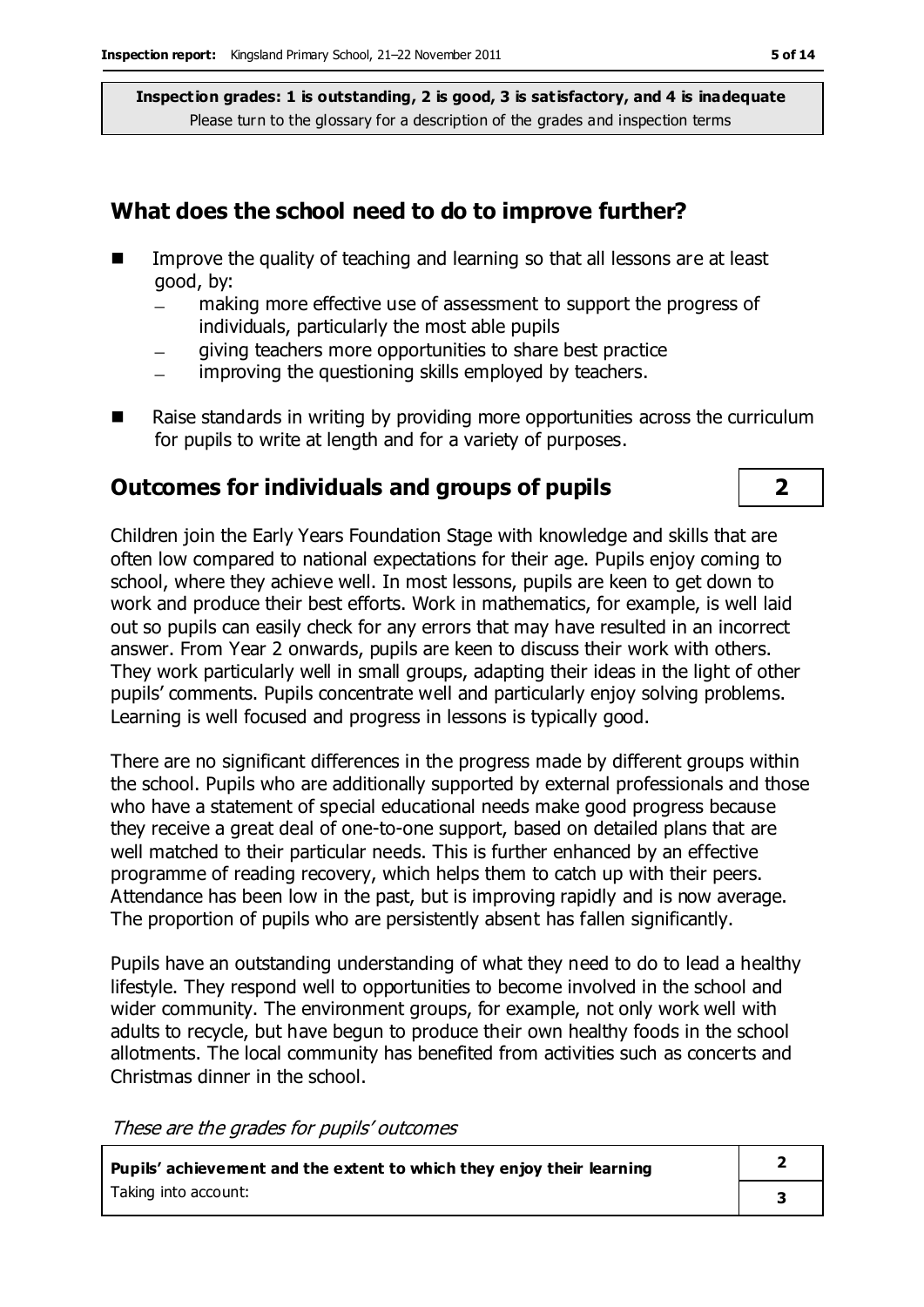**Inspection grades: 1 is outstanding, 2 is good, 3 is satisfactory, and 4 is inadequate**
Please turn to the glossary for a description of the grades and inspection terms

## What does the school need to do to improve further?

- Improve the quality of teaching and learning so that all lessons are at least good, by:
  - making more effective use of assessment to support the progress of individuals, particularly the most able pupils
  - giving teachers more opportunities to share best practice
  - improving the questioning skills employed by teachers.
- Raise standards in writing by providing more opportunities across the curriculum for pupils to write at length and for a variety of purposes.

## Outcomes for individuals and groups of pupils — 2

Children join the Early Years Foundation Stage with knowledge and skills that are often low compared to national expectations for their age. Pupils enjoy coming to school, where they achieve well. In most lessons, pupils are keen to get down to work and produce their best efforts. Work in mathematics, for example, is well laid out so pupils can easily check for any errors that may have resulted in an incorrect answer. From Year 2 onwards, pupils are keen to discuss their work with others. They work particularly well in small groups, adapting their ideas in the light of other pupils' comments. Pupils concentrate well and particularly enjoy solving problems. Learning is well focused and progress in lessons is typically good.

There are no significant differences in the progress made by different groups within the school. Pupils who are additionally supported by external professionals and those who have a statement of special educational needs make good progress because they receive a great deal of one-to-one support, based on detailed plans that are well matched to their particular needs. This is further enhanced by an effective programme of reading recovery, which helps them to catch up with their peers. Attendance has been low in the past, but is improving rapidly and is now average. The proportion of pupils who are persistently absent has fallen significantly.

Pupils have an outstanding understanding of what they need to do to lead a healthy lifestyle. They respond well to opportunities to become involved in the school and wider community. The environment groups, for example, not only work well with adults to recycle, but have begun to produce their own healthy foods in the school allotments. The local community has benefited from activities such as concerts and Christmas dinner in the school.

*These are the grades for pupils' outcomes*

| | |
|---|---|
| **Pupils' achievement and the extent to which they enjoy their learning** | 2 |
| Taking into account: | 3 |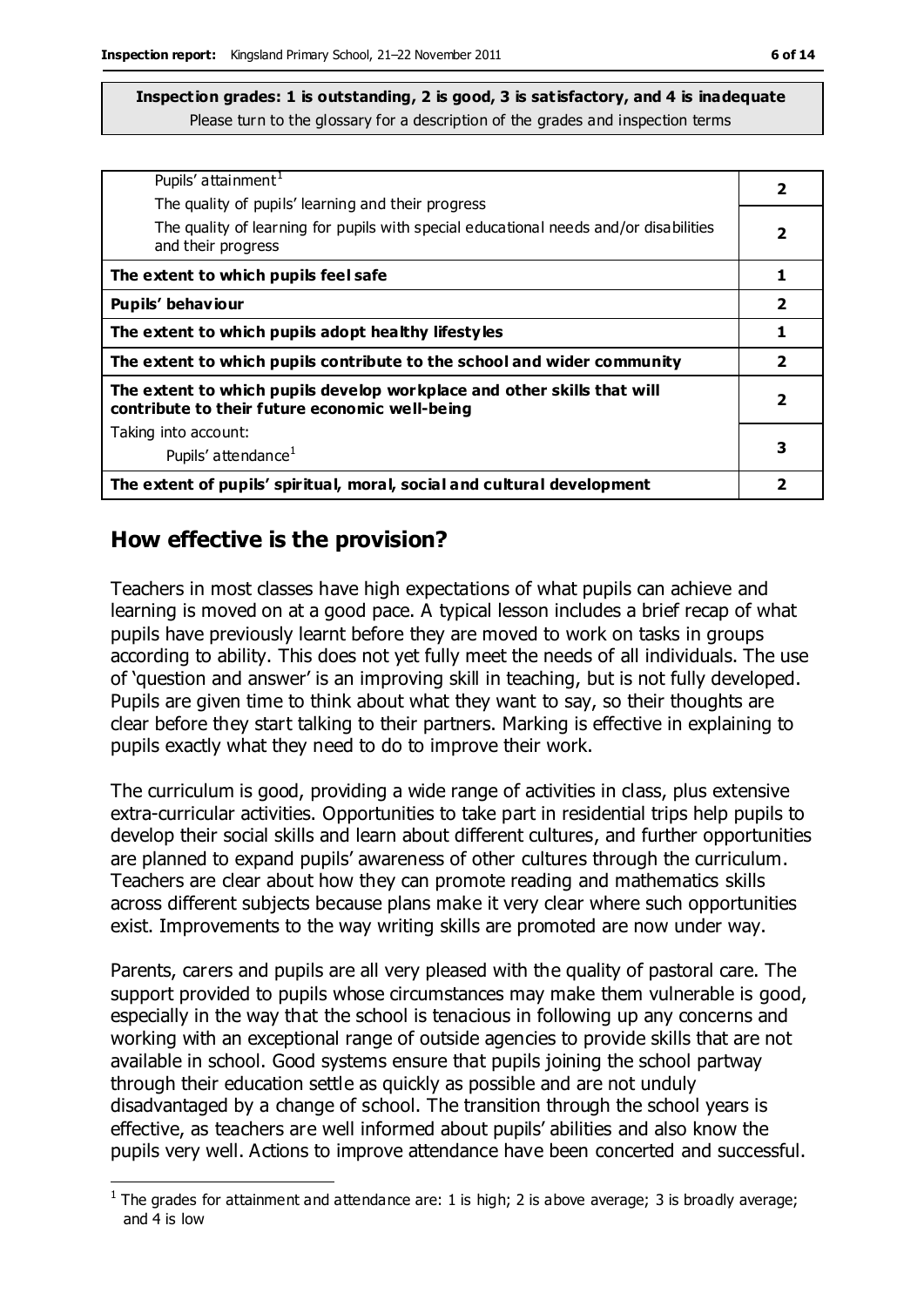**Inspection grades: 1 is outstanding, 2 is good, 3 is satisfactory, and 4 is inadequate**
Please turn to the glossary for a description of the grades and inspection terms

| | |
|---|---|
| Pupils' attainment[1]<br>The quality of pupils' learning and their progress | 2 |
| The quality of learning for pupils with special educational needs and/or disabilities and their progress | 2 |
| **The extent to which pupils feel safe** | 1 |
| **Pupils' behaviour** | 2 |
| **The extent to which pupils adopt healthy lifestyles** | 1 |
| **The extent to which pupils contribute to the school and wider community** | 2 |
| **The extent to which pupils develop workplace and other skills that will contribute to their future economic well-being** | 2 |
| Taking into account:<br>Pupils' attendance[1] | 3 |
| **The extent of pupils' spiritual, moral, social and cultural development** | 2 |

## How effective is the provision?

Teachers in most classes have high expectations of what pupils can achieve and learning is moved on at a good pace. A typical lesson includes a brief recap of what pupils have previously learnt before they are moved to work on tasks in groups according to ability. This does not yet fully meet the needs of all individuals. The use of 'question and answer' is an improving skill in teaching, but is not fully developed. Pupils are given time to think about what they want to say, so their thoughts are clear before they start talking to their partners. Marking is effective in explaining to pupils exactly what they need to do to improve their work.

The curriculum is good, providing a wide range of activities in class, plus extensive extra-curricular activities. Opportunities to take part in residential trips help pupils to develop their social skills and learn about different cultures, and further opportunities are planned to expand pupils' awareness of other cultures through the curriculum. Teachers are clear about how they can promote reading and mathematics skills across different subjects because plans make it very clear where such opportunities exist. Improvements to the way writing skills are promoted are now under way.

Parents, carers and pupils are all very pleased with the quality of pastoral care. The support provided to pupils whose circumstances may make them vulnerable is good, especially in the way that the school is tenacious in following up any concerns and working with an exceptional range of outside agencies to provide skills that are not available in school. Good systems ensure that pupils joining the school partway through their education settle as quickly as possible and are not unduly disadvantaged by a change of school. The transition through the school years is effective, as teachers are well informed about pupils' abilities and also know the pupils very well. Actions to improve attendance have been concerted and successful.

[1] The grades for attainment and attendance are: 1 is high; 2 is above average; 3 is broadly average; and 4 is low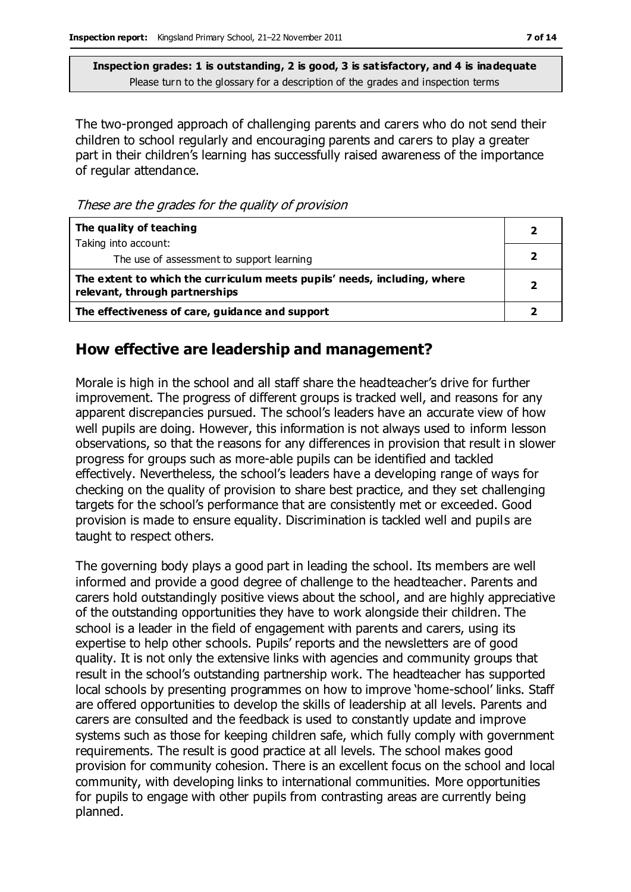**Inspection grades: 1 is outstanding, 2 is good, 3 is satisfactory, and 4 is inadequate**
Please turn to the glossary for a description of the grades and inspection terms

The two-pronged approach of challenging parents and carers who do not send their children to school regularly and encouraging parents and carers to play a greater part in their children's learning has successfully raised awareness of the importance of regular attendance.

*These are the grades for the quality of provision*

| | |
|---|---|
| **The quality of teaching**<br>Taking into account: | 2 |
| The use of assessment to support learning | 2 |
| **The extent to which the curriculum meets pupils' needs, including, where relevant, through partnerships** | 2 |
| **The effectiveness of care, guidance and support** | 2 |

## How effective are leadership and management?

Morale is high in the school and all staff share the headteacher's drive for further improvement. The progress of different groups is tracked well, and reasons for any apparent discrepancies pursued. The school's leaders have an accurate view of how well pupils are doing. However, this information is not always used to inform lesson observations, so that the reasons for any differences in provision that result in slower progress for groups such as more-able pupils can be identified and tackled effectively. Nevertheless, the school's leaders have a developing range of ways for checking on the quality of provision to share best practice, and they set challenging targets for the school's performance that are consistently met or exceeded. Good provision is made to ensure equality. Discrimination is tackled well and pupils are taught to respect others.

The governing body plays a good part in leading the school. Its members are well informed and provide a good degree of challenge to the headteacher. Parents and carers hold outstandingly positive views about the school, and are highly appreciative of the outstanding opportunities they have to work alongside their children. The school is a leader in the field of engagement with parents and carers, using its expertise to help other schools. Pupils' reports and the newsletters are of good quality. It is not only the extensive links with agencies and community groups that result in the school's outstanding partnership work. The headteacher has supported local schools by presenting programmes on how to improve 'home-school' links. Staff are offered opportunities to develop the skills of leadership at all levels. Parents and carers are consulted and the feedback is used to constantly update and improve systems such as those for keeping children safe, which fully comply with government requirements. The result is good practice at all levels. The school makes good provision for community cohesion. There is an excellent focus on the school and local community, with developing links to international communities. More opportunities for pupils to engage with other pupils from contrasting areas are currently being planned.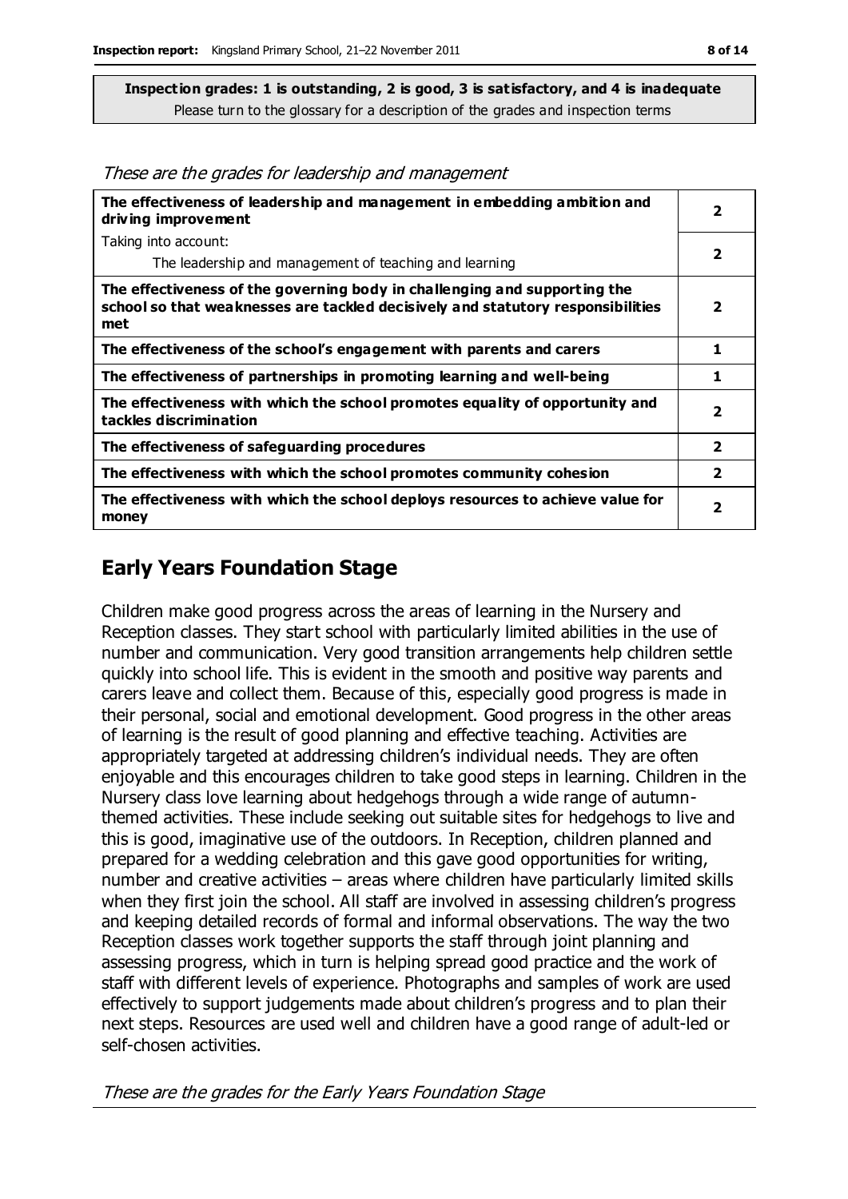**Inspection grades: 1 is outstanding, 2 is good, 3 is satisfactory, and 4 is inadequate**
Please turn to the glossary for a description of the grades and inspection terms

*These are the grades for leadership and management*

| | |
|---|---|
| **The effectiveness of leadership and management in embedding ambition and driving improvement** | 2 |
| Taking into account: The leadership and management of teaching and learning | 2 |
| **The effectiveness of the governing body in challenging and supporting the school so that weaknesses are tackled decisively and statutory responsibilities met** | 2 |
| **The effectiveness of the school's engagement with parents and carers** | 1 |
| **The effectiveness of partnerships in promoting learning and well-being** | 1 |
| **The effectiveness with which the school promotes equality of opportunity and tackles discrimination** | 2 |
| **The effectiveness of safeguarding procedures** | 2 |
| **The effectiveness with which the school promotes community cohesion** | 2 |
| **The effectiveness with which the school deploys resources to achieve value for money** | 2 |

## Early Years Foundation Stage

Children make good progress across the areas of learning in the Nursery and Reception classes. They start school with particularly limited abilities in the use of number and communication. Very good transition arrangements help children settle quickly into school life. This is evident in the smooth and positive way parents and carers leave and collect them. Because of this, especially good progress is made in their personal, social and emotional development. Good progress in the other areas of learning is the result of good planning and effective teaching. Activities are appropriately targeted at addressing children's individual needs. They are often enjoyable and this encourages children to take good steps in learning. Children in the Nursery class love learning about hedgehogs through a wide range of autumn-themed activities. These include seeking out suitable sites for hedgehogs to live and this is good, imaginative use of the outdoors. In Reception, children planned and prepared for a wedding celebration and this gave good opportunities for writing, number and creative activities – areas where children have particularly limited skills when they first join the school. All staff are involved in assessing children's progress and keeping detailed records of formal and informal observations. The way the two Reception classes work together supports the staff through joint planning and assessing progress, which in turn is helping spread good practice and the work of staff with different levels of experience. Photographs and samples of work are used effectively to support judgements made about children's progress and to plan their next steps. Resources are used well and children have a good range of adult-led or self-chosen activities.

*These are the grades for the Early Years Foundation Stage*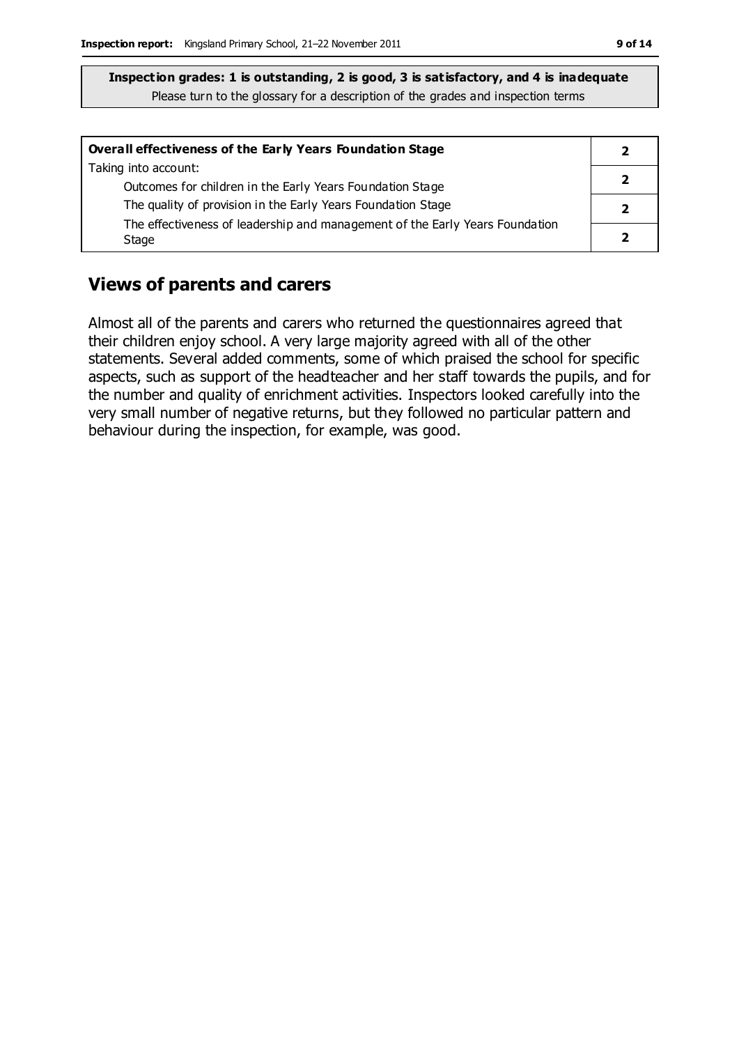**Inspection grades: 1 is outstanding, 2 is good, 3 is satisfactory, and 4 is inadequate**
Please turn to the glossary for a description of the grades and inspection terms

| **Overall effectiveness of the Early Years Foundation Stage** | **2** |
|---|---|
| Taking into account: Outcomes for children in the Early Years Foundation Stage | **2** |
| The quality of provision in the Early Years Foundation Stage | **2** |
| The effectiveness of leadership and management of the Early Years Foundation Stage | **2** |

## Views of parents and carers

Almost all of the parents and carers who returned the questionnaires agreed that their children enjoy school. A very large majority agreed with all of the other statements. Several added comments, some of which praised the school for specific aspects, such as support of the headteacher and her staff towards the pupils, and for the number and quality of enrichment activities. Inspectors looked carefully into the very small number of negative returns, but they followed no particular pattern and behaviour during the inspection, for example, was good.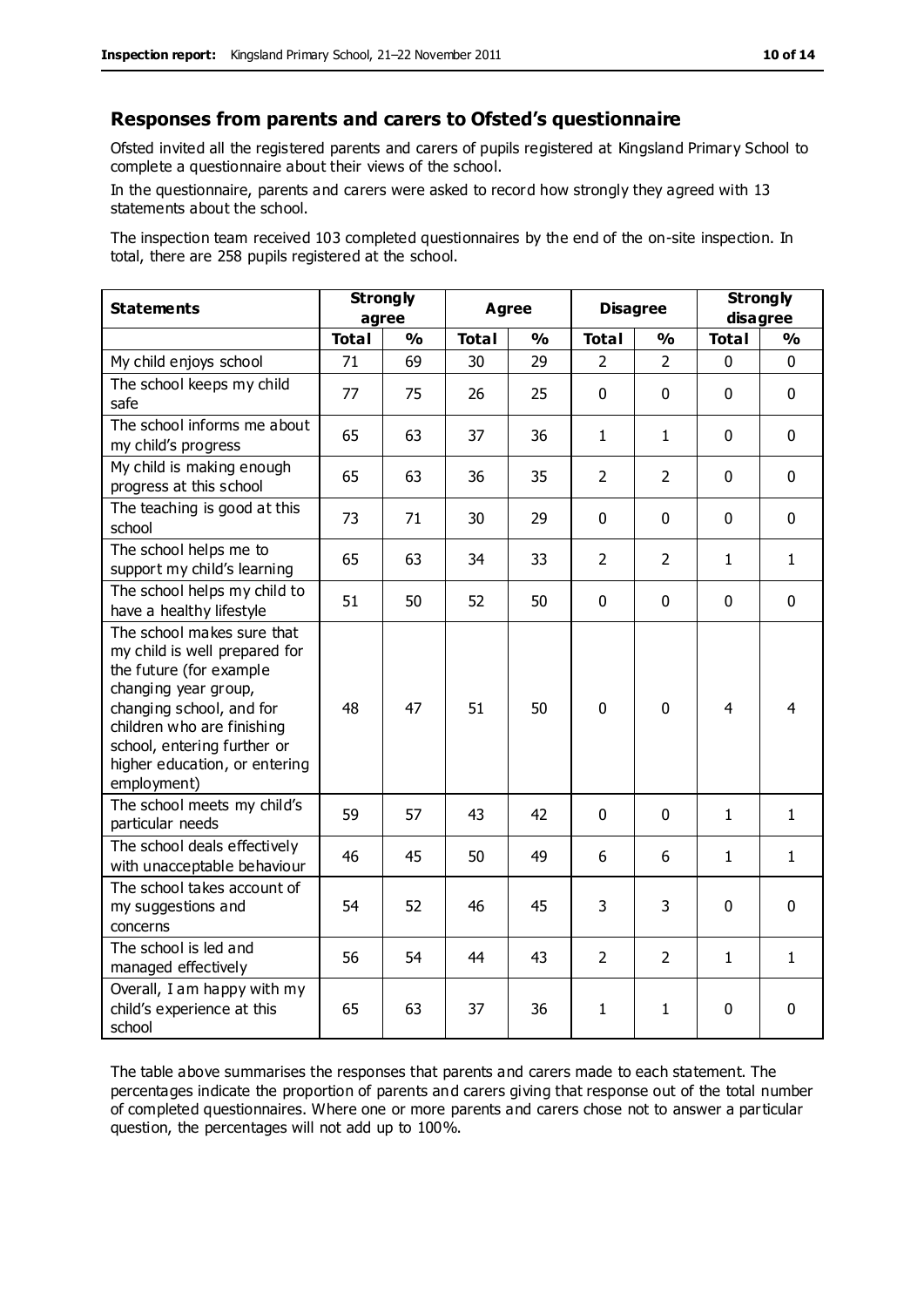## Responses from parents and carers to Ofsted's questionnaire

Ofsted invited all the registered parents and carers of pupils registered at Kingsland Primary School to complete a questionnaire about their views of the school.

In the questionnaire, parents and carers were asked to record how strongly they agreed with 13 statements about the school.

The inspection team received 103 completed questionnaires by the end of the on-site inspection. In total, there are 258 pupils registered at the school.

| Statements | Strongly agree | | Agree | | Disagree | | Strongly disagree | |
|---|---|---|---|---|---|---|---|---|
| | Total | % | Total | % | Total | % | Total | % |
| My child enjoys school | 71 | 69 | 30 | 29 | 2 | 2 | 0 | 0 |
| The school keeps my child safe | 77 | 75 | 26 | 25 | 0 | 0 | 0 | 0 |
| The school informs me about my child's progress | 65 | 63 | 37 | 36 | 1 | 1 | 0 | 0 |
| My child is making enough progress at this school | 65 | 63 | 36 | 35 | 2 | 2 | 0 | 0 |
| The teaching is good at this school | 73 | 71 | 30 | 29 | 0 | 0 | 0 | 0 |
| The school helps me to support my child's learning | 65 | 63 | 34 | 33 | 2 | 2 | 1 | 1 |
| The school helps my child to have a healthy lifestyle | 51 | 50 | 52 | 50 | 0 | 0 | 0 | 0 |
| The school makes sure that my child is well prepared for the future (for example changing year group, changing school, and for children who are finishing school, entering further or higher education, or entering employment) | 48 | 47 | 51 | 50 | 0 | 0 | 4 | 4 |
| The school meets my child's particular needs | 59 | 57 | 43 | 42 | 0 | 0 | 1 | 1 |
| The school deals effectively with unacceptable behaviour | 46 | 45 | 50 | 49 | 6 | 6 | 1 | 1 |
| The school takes account of my suggestions and concerns | 54 | 52 | 46 | 45 | 3 | 3 | 0 | 0 |
| The school is led and managed effectively | 56 | 54 | 44 | 43 | 2 | 2 | 1 | 1 |
| Overall, I am happy with my child's experience at this school | 65 | 63 | 37 | 36 | 1 | 1 | 0 | 0 |

The table above summarises the responses that parents and carers made to each statement. The percentages indicate the proportion of parents and carers giving that response out of the total number of completed questionnaires. Where one or more parents and carers chose not to answer a particular question, the percentages will not add up to 100%.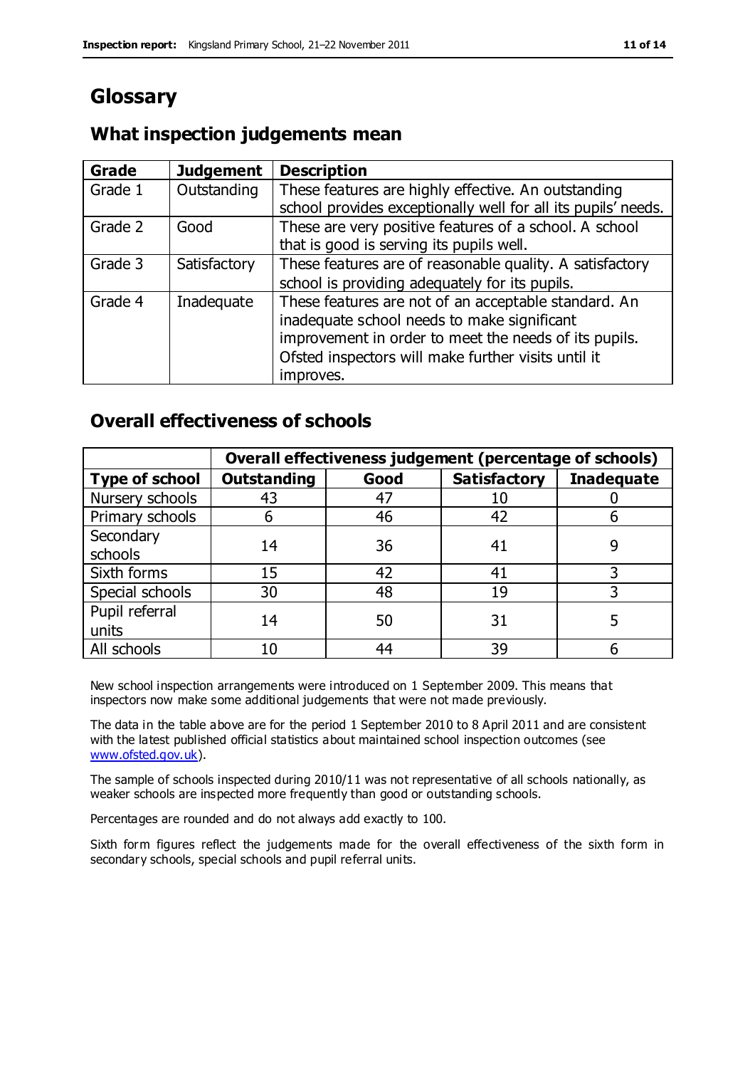# Glossary

## What inspection judgements mean

| Grade | Judgement | Description |
|---|---|---|
| Grade 1 | Outstanding | These features are highly effective. An outstanding school provides exceptionally well for all its pupils' needs. |
| Grade 2 | Good | These are very positive features of a school. A school that is good is serving its pupils well. |
| Grade 3 | Satisfactory | These features are of reasonable quality. A satisfactory school is providing adequately for its pupils. |
| Grade 4 | Inadequate | These features are not of an acceptable standard. An inadequate school needs to make significant improvement in order to meet the needs of its pupils. Ofsted inspectors will make further visits until it improves. |

## Overall effectiveness of schools

| | Overall effectiveness judgement (percentage of schools) | | | |
|---|---|---|---|---|
| **Type of school** | **Outstanding** | **Good** | **Satisfactory** | **Inadequate** |
| Nursery schools | 43 | 47 | 10 | 0 |
| Primary schools | 6 | 46 | 42 | 6 |
| Secondary schools | 14 | 36 | 41 | 9 |
| Sixth forms | 15 | 42 | 41 | 3 |
| Special schools | 30 | 48 | 19 | 3 |
| Pupil referral units | 14 | 50 | 31 | 5 |
| All schools | 10 | 44 | 39 | 6 |

New school inspection arrangements were introduced on 1 September 2009. This means that inspectors now make some additional judgements that were not made previously.

The data in the table above are for the period 1 September 2010 to 8 April 2011 and are consistent with the latest published official statistics about maintained school inspection outcomes (see www.ofsted.gov.uk).

The sample of schools inspected during 2010/11 was not representative of all schools nationally, as weaker schools are inspected more frequently than good or outstanding schools.

Percentages are rounded and do not always add exactly to 100.

Sixth form figures reflect the judgements made for the overall effectiveness of the sixth form in secondary schools, special schools and pupil referral units.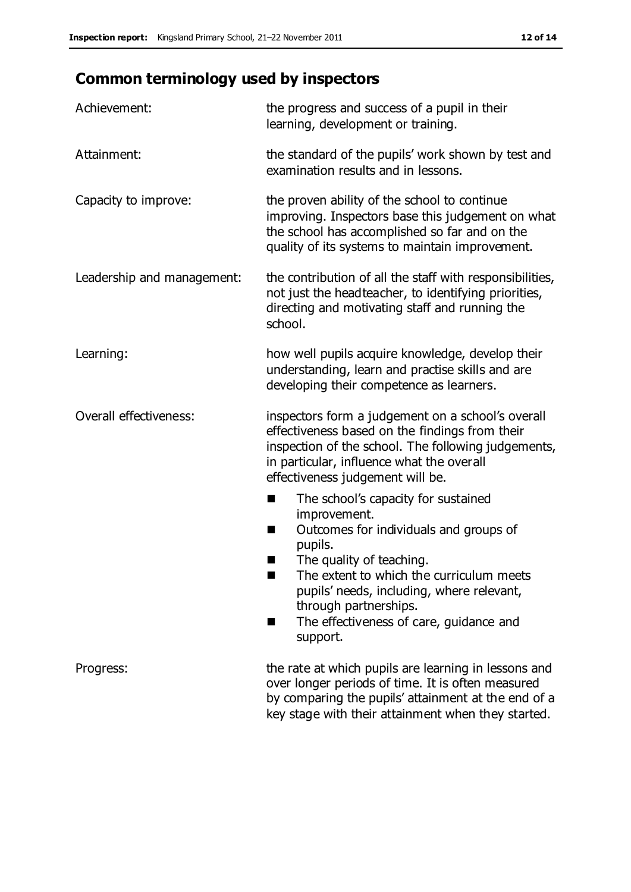## Common terminology used by inspectors

**Achievement:** the progress and success of a pupil in their learning, development or training.

**Attainment:** the standard of the pupils' work shown by test and examination results and in lessons.

**Capacity to improve:** the proven ability of the school to continue improving. Inspectors base this judgement on what the school has accomplished so far and on the quality of its systems to maintain improvement.

**Leadership and management:** the contribution of all the staff with responsibilities, not just the headteacher, to identifying priorities, directing and motivating staff and running the school.

**Learning:** how well pupils acquire knowledge, develop their understanding, learn and practise skills and are developing their competence as learners.

**Overall effectiveness:** inspectors form a judgement on a school's overall effectiveness based on the findings from their inspection of the school. The following judgements, in particular, influence what the overall effectiveness judgement will be.

- The school's capacity for sustained improvement.
- Outcomes for individuals and groups of pupils.
- The quality of teaching.
- The extent to which the curriculum meets pupils' needs, including, where relevant, through partnerships.
- The effectiveness of care, guidance and support.

**Progress:** the rate at which pupils are learning in lessons and over longer periods of time. It is often measured by comparing the pupils' attainment at the end of a key stage with their attainment when they started.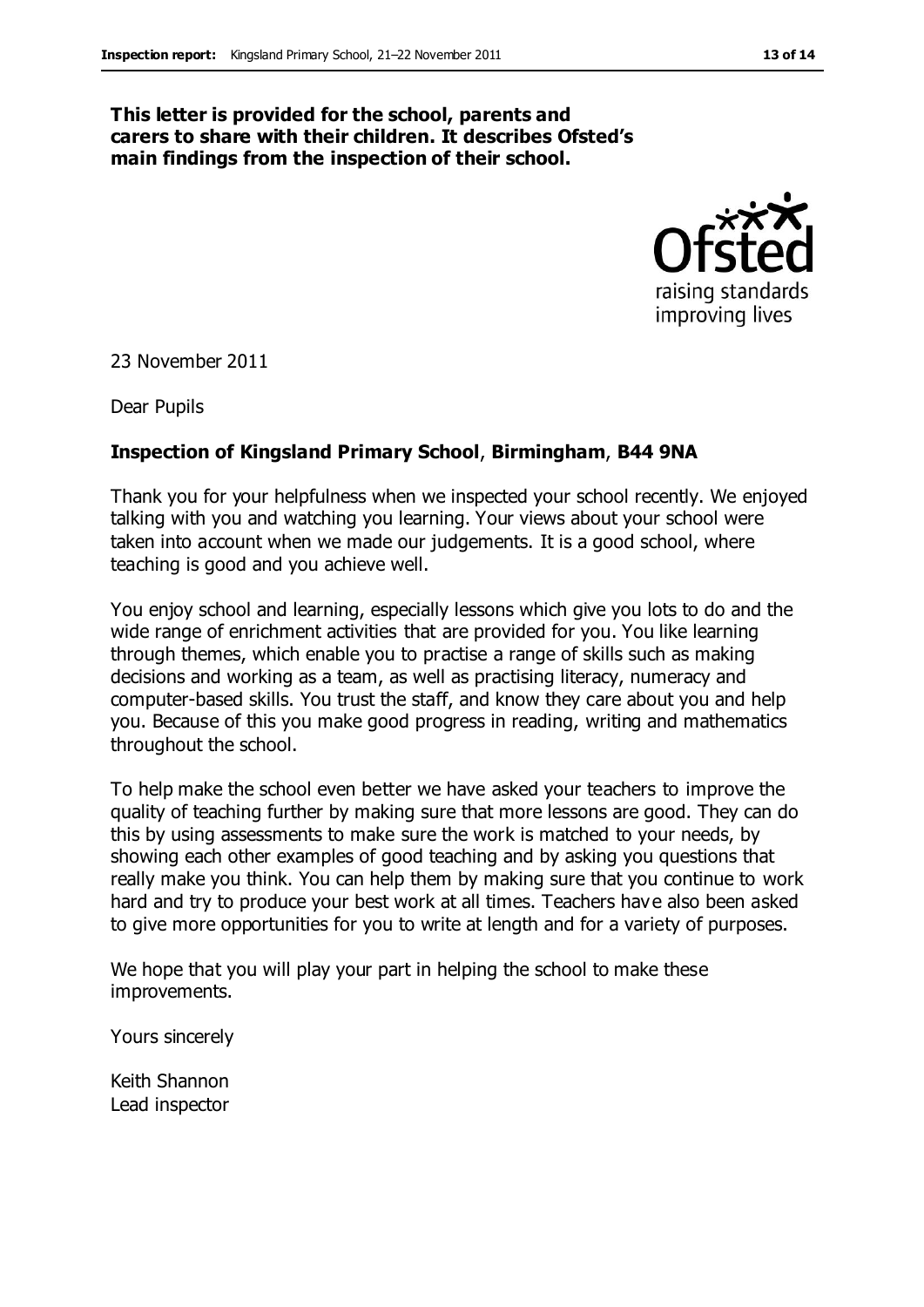**This letter is provided for the school, parents and carers to share with their children. It describes Ofsted's main findings from the inspection of their school.**

23 November 2011

Dear Pupils

**Inspection of Kingsland Primary School, Birmingham, B44 9NA**

Thank you for your helpfulness when we inspected your school recently. We enjoyed talking with you and watching you learning. Your views about your school were taken into account when we made our judgements. It is a good school, where teaching is good and you achieve well.

You enjoy school and learning, especially lessons which give you lots to do and the wide range of enrichment activities that are provided for you. You like learning through themes, which enable you to practise a range of skills such as making decisions and working as a team, as well as practising literacy, numeracy and computer-based skills. You trust the staff, and know they care about you and help you. Because of this you make good progress in reading, writing and mathematics throughout the school.

To help make the school even better we have asked your teachers to improve the quality of teaching further by making sure that more lessons are good. They can do this by using assessments to make sure the work is matched to your needs, by showing each other examples of good teaching and by asking you questions that really make you think. You can help them by making sure that you continue to work hard and try to produce your best work at all times. Teachers have also been asked to give more opportunities for you to write at length and for a variety of purposes.

We hope that you will play your part in helping the school to make these improvements.

Yours sincerely

Keith Shannon
Lead inspector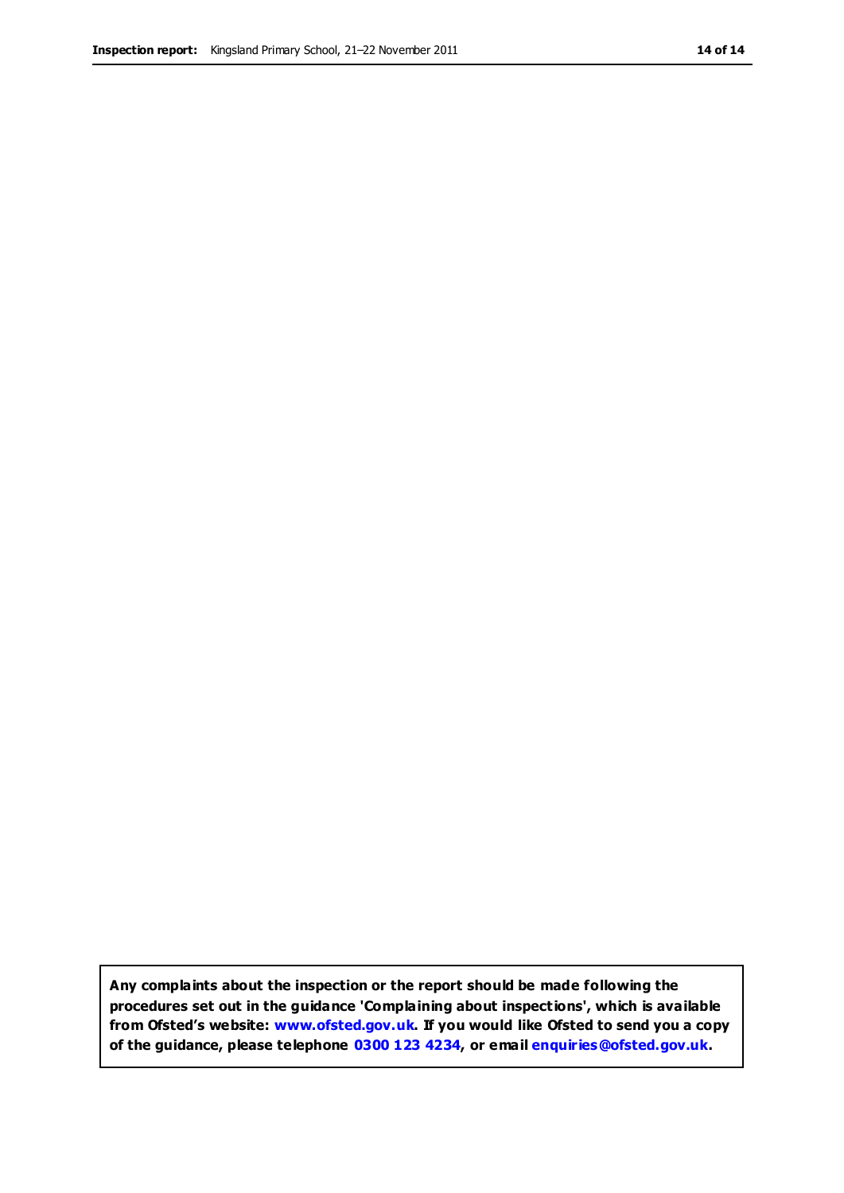**Any complaints about the inspection or the report should be made following the procedures set out in the guidance 'Complaining about inspections', which is available from Ofsted's website: www.ofsted.gov.uk. If you would like Ofsted to send you a copy of the guidance, please telephone 0300 123 4234, or email enquiries@ofsted.gov.uk.**